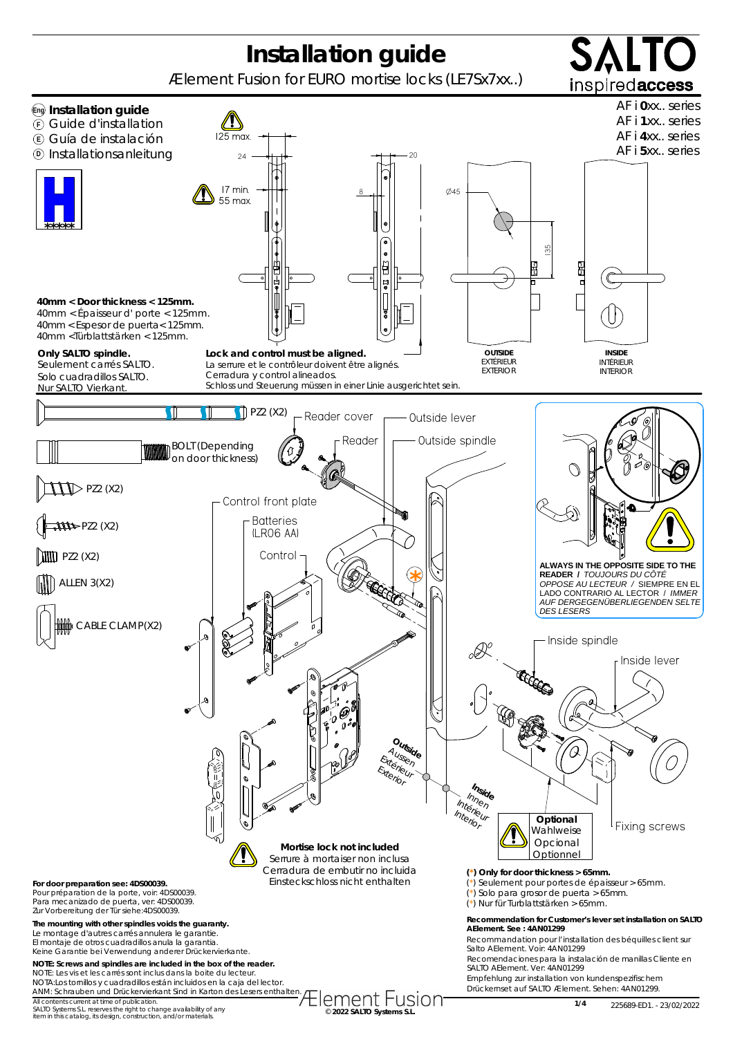# Installation guide

Ælement Fusion for EURO mortise locks (LE7Sx7xx..)

SALTO inspiredaccess

**Installation guide**
Guide d'installation
Guía de instalación
Installationsanleitung

AF i **0**xx.. series
AF i **1**xx.. series
AF i **4**xx.. series
AF i **5**xx.. series

125 max.
24
20
17 min.
55 max.
8
Ø45
135

**40mm < Door thickness < 125mm.**
40mm < Épaisseur d' porte < 125mm.
40mm < Espesor de puerta < 125mm.
40mm < Türblattstärken < 125mm.

**Only SALTO spindle.**
Seulement carrés SALTO.
Solo cuadradillos SALTO.
Nur SALTO Vierkant.

**Lock and control must be aligned.**
La serrure et le contrôleur doivent être alignés.
Cerradura y control alineados.
Schloss und Steuerung müssen in einer Linie ausgerichtet sein.

**OUTSIDE**
EXTÉRIEUR
EXTERIOR

**INSIDE**
INTÉRIEUR
INTERIOR

PZ2 (X2)
BOLT (Depending on door thickness)
PZ2 (X2)
PZ2 (X2)
PZ2 (X2)
ALLEN 3(X2)
CABLE CLAMP(X2)

Reader cover
Reader
Outside lever
Outside spindle
Control front plate
Batteries (LR06 AA)
Control
Inside spindle
Inside lever
Fixing screws

**ALWAYS IN THE OPPOSITE SIDE TO THE READER** / *TOUJOURS DU CÔTÉ OPPOSE AU LECTEUR* / SIEMPRE EN EL LADO CONTRARIO AL LECTOR / *IMMER AUF DERGEGENÜBERLIEGENDEN SELTE DES LESERS*

**Outside**
Aussen
Extérieur
Exterior

**Inside**
Innen
Intérieur
Interior

**Optional**
Wahlweise
Opcional
Optionnel

**Mortise lock not included**
Serrure à mortaiser non inclusa
Cerradura de embutir no incluida
Einsteckschloss nicht enthalten

**For door preparation see: 4DS00039.**
Pour préparation de la porte, voir: 4DS00039.
Para mecanizado de puerta, ver: 4DS00039.
Zur Vorbereitung der Tür siehe:4DS00039.

**The mounting with other spindles voids the guaranty.**
Le montage d'autres carrés annulera le garantie.
El montaje de otros cuadradillos anula la garantia.
Keine Garantie bei Verwendung anderer Drückervierkante.

**NOTE: Screws and spindles are included in the box of the reader.**
NOTE: Les vis et les carrés sont inclus dans la boîte du lecteur.
NOTA:Los tornillos y cuadradillos están incluidos en la caja del lector.
ANM: Schrauben und Drückervierkant Sind in Karton des Lesers enthalten.

**(*) Only for door thickness > 65mm.**
(*) Seulement pour portes de épaisseur > 65mm.
(*) Solo para grosor de puerta > 65mm.
(*) Nur für Turblattstärken > 65mm.

**Recommendation for Customer's lever set installation on SALTO AElement. See : 4AN01299**
Recommandation pour l'installation des béquilles client sur Salto AElement. Voir: 4AN01299
Recomendaciones para la instalación de manillas Cliente en SALTO AElement. Ver: 4AN01299
Empfehlung zur installation von kundenspezifischem Drückerset auf SALTO Ælement. Sehen: 4AN01299.

All contents current at time of publication.
SALTO Systems S.L. reserves the right to change availability of any item in this catalog, its design, construction, and/or materials.

Ælement Fusion
© 2022 SALTO Systems S.L.

225689-ED1. - 23/02/2022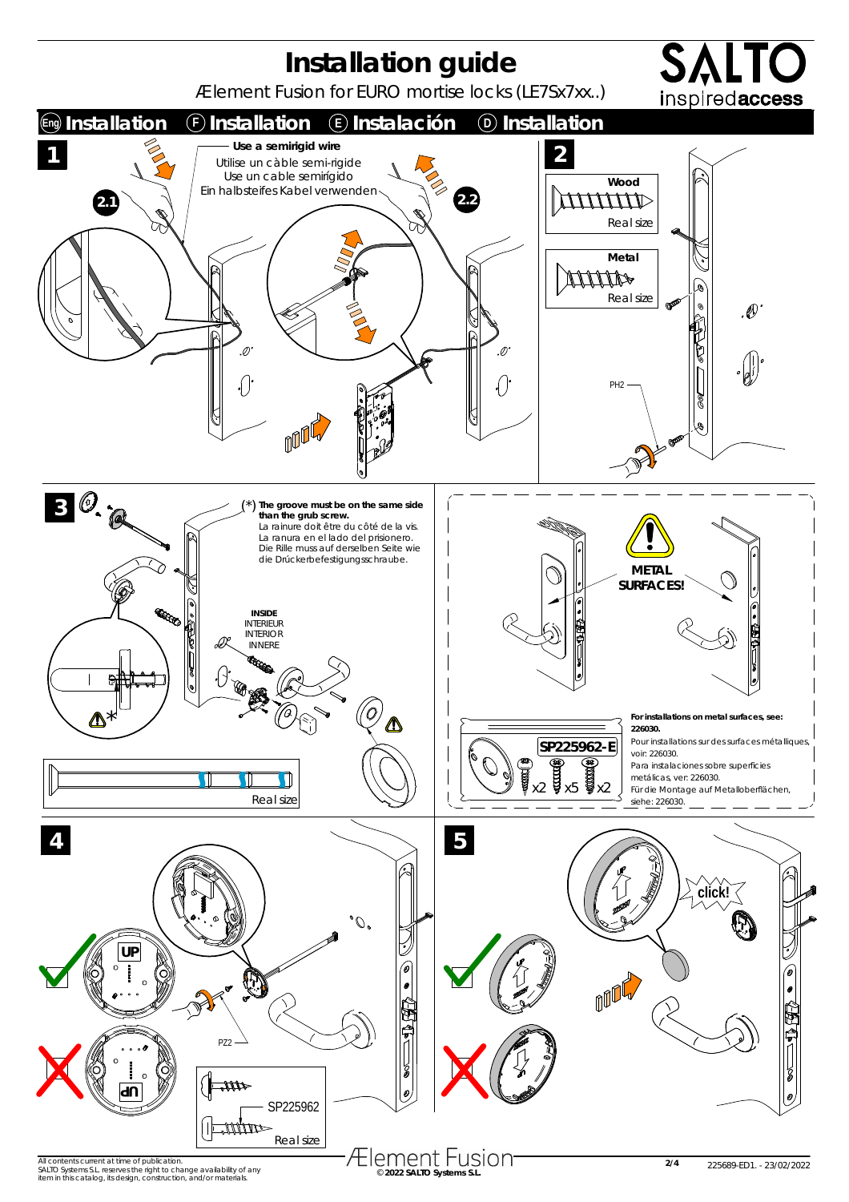# Installation guide

Ælement Fusion for EURO mortise locks (LE7Sx7xx..)

## Eng Installation F Installation E Instalación D Installation

**1**

**2.1**

**Use a semirigid wire**
Utilise un càble semi-rigide
Use un cable semirígido
Ein halbsteifes Kabel verwenden

**2.2**

**2**

Wood
Real size

Metal
Real size

PH2

**3**

(*) **The groove must be on the same side than the grub screw.**
La rainure doit être du côté de la vis.
La ranura en el lado del prisionero.
Die Rille muss auf derselben Seite wie der Drückerbefestigungsschraube.

INSIDE
INTERIEUR
INTERIOR
INNERE

Real size

METAL SURFACES!

SP225962-E

x2 x5 x2

**For installations on metal surfaces, see: 226030.**
Pour installations sur des surfaces métalliques, voir: 226030.
Para instalaciones sobre superficies metálicas, ver: 226030.
Für die Montage auf Metalloberflächen, siehe: 226030.

**4**

UP

PZ2

SP225962

Real size

**5**

click!

UP

All contents current at time of publication.
SALTO Systems S.L. reserves the right to change availability of any item in this catalog, its design, construction, and/or materials.

Ælement Fusion
© 2022 SALTO Systems S.L.

225689-ED1. - 23/02/2022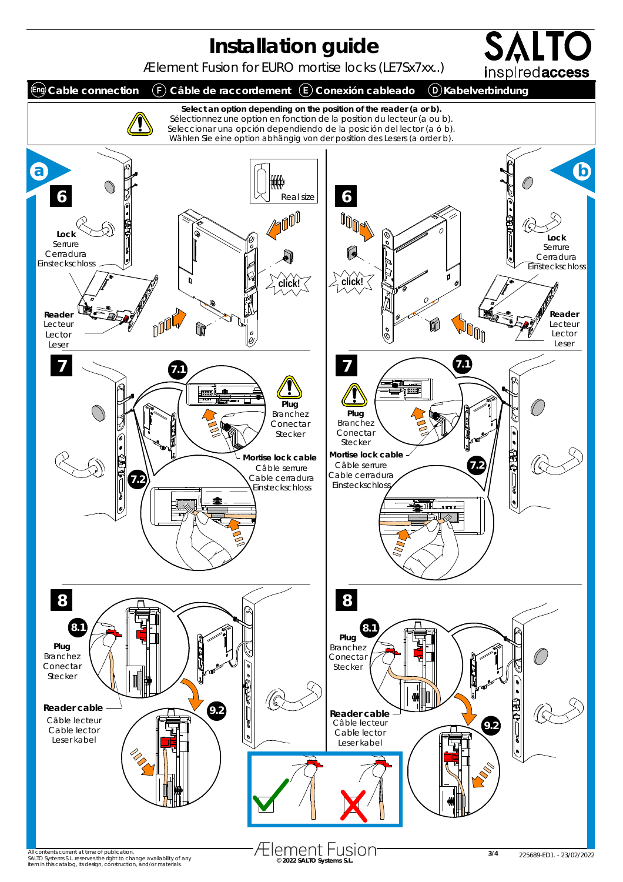# Installation guide

Ælement Fusion for EURO mortise locks (LE7Sx7xx..)

SALTO inspiredaccess

## (Eng) Cable connection (F) Câble de raccordement (E) Conexión cableado (D) Kabelverbindung

**Select an option depending on the position of the reader (a or b).**
Sélectionnez une option en fonction de la position du lecteur (a ou b).
Seleccionar una opción dependiendo de la posición del lector (a ó b).
Wählen Sie eine option abhängig von der position des Lesers (a order b).

## a

### 6

Lock
Serrure
Cerradura
Einsteckschloss

Reader
Lecteur
Lector
Leser

Real size

click!

### 7

7.1

Plug
Branchez
Conectar
Stecker

Mortise lock cable
Câble serrure
Cable cerradura
Einsteckschloss

7.2

### 8

8.1

Plug
Branchez
Conectar
Stecker

Reader cable
Câble lecteur
Cable lector
Leserkabel

9.2

## b

### 6

click!

Lock
Serrure
Cerradura
Einsteckschloss

Reader
Lecteur
Lector
Leser

### 7

7.1

Plug
Branchez
Conectar
Stecker

Mortise lock cable
Câble serrure
Cable cerradura
Einsteckschloss

7.2

### 8

8.1

Plug
Branchez
Conectar
Stecker

Reader cable
Câble lecteur
Cable lector
Leserkabel

9.2

All contents current at time of publication.
SALTO Systems S.L. reserves the right to change availability of any item in this catalog, its design, construction, and/or materials.

Ælement Fusion
© 2022 SALTO Systems S.L.

225689-ED1. - 23/02/2022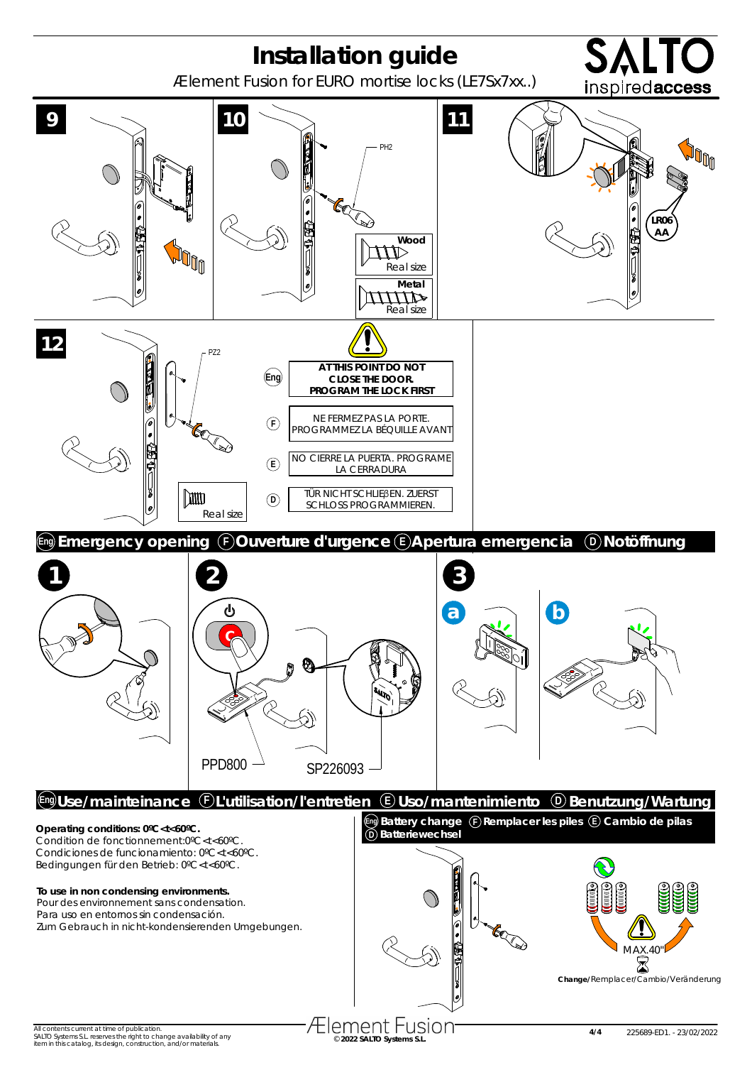# Installation guide

Ælement Fusion for EURO mortise locks (LE7Sx7xx..)

SALTO inspiredaccess

**9**

**10**

PH2

Wood
Real size

Metal
Real size

**11**

LR06
AA

**12**

PZ2

Real size

(Eng) AT THIS POINT DO NOT CLOSE THE DOOR. PROGRAM THE LOCK FIRST

(F) NE FERMEZ PAS LA PORTE. PROGRAMMEZ LA BÉQUILLE AVANT

(E) NO CIERRE LA PUERTA. PROGRAME LA CERRADURA

(D) TÜR NICHT SCHLIEßEN. ZUERST SCHLOSS PROGRAMMIEREN.

## (Eng) Emergency opening (F) Ouverture d'urgence (E) Apertura emergencia (D) Notöffnung

**1**

**2**

PPD800

SP226093

**3**

a

b

## (Eng) Use/mainteinance (F) L'utilisation/l'entretien (E) Uso/mantenimiento (D) Benutzung/Wartung

**Operating conditions: 0ºC<t<60ºC.**
Condition de fonctionnement:0ºC<t<60ºC.
Condiciones de funcionamiento: 0ºC<t<60ºC.
Bedingungen für den Betrieb: 0ºC<t<60ºC.

**To use in non condensing environments.**
Pour des environnement sans condensation.
Para uso en entornos sin condensación.
Zum Gebrauch in nicht-kondensierenden Umgebungen.

### (Eng) Battery change (F) Remplacer les piles (E) Cambio de pilas (D) Batteriewechsel

MAX.40"

**Change**/Remplacer/Cambio/Veränderung

All contents current at time of publication.
SALTO Systems S.L. reserves the right to change availability of any item in this catalog, its design, construction, and/or materials.

Ælement Fusion
© 2022 SALTO Systems S.L.

225689-ED1. - 23/02/2022